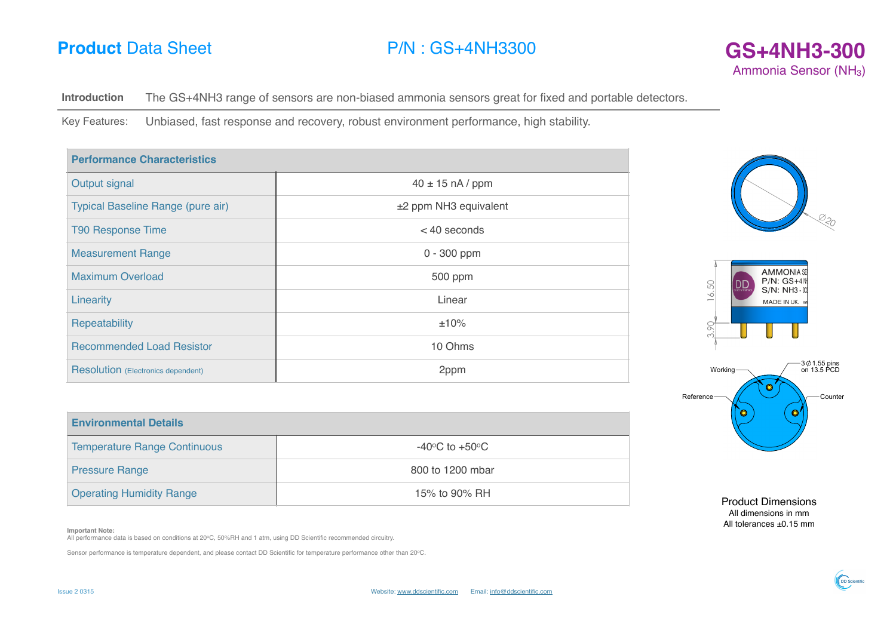# **Product** Data Sheet

## P/N : GS+4NH3300

## GS+4NH3-300

Ammonia Sensor ($NH_3$)

**Introduction** The GS+4NH3 range of sensors are non-biased ammonia sensors great for fixed and portable detectors.

Key Features: Unbiased, fast response and recovery, robust environment performance, high stability.

| Performance Characteristics | |
|---|---|
| Output signal | 40 ± 15 nA / ppm |
| Typical Baseline Range (pure air) | ±2 ppm NH3 equivalent |
| T90 Response Time | < 40 seconds |
| Measurement Range | 0 - 300 ppm |
| Maximum Overload | 500 ppm |
| Linearity | Linear |
| Repeatability | ±10% |
| Recommended Load Resistor | 10 Ohms |
| Resolution (Electronics dependent) | 2ppm |

| Environmental Details | |
|---|---|
| Temperature Range Continuous | -40°C to +50°C |
| Pressure Range | 800 to 1200 mbar |
| Operating Humidity Range | 15% to 90% RH |

Ø20

16.50

3.90

AMMONIA SE
P/N: GS+4N
S/N: NH3 - 00
MADE IN UK.

Working — 3 Ø 1.55 pins on 13.5 PCD

Reference — Counter

Product Dimensions
All dimensions in mm
All tolerances ±0.15 mm

**Important Note:**
All performance data is based on conditions at 20°C, 50%RH and 1 atm, using DD Scientific recommended circuitry.

Sensor performance is temperature dependent, and please contact DD Scientific for temperature performance other than 20°C.

Issue 2 0315

Website: www.ddscientific.com Email: info@ddscientific.com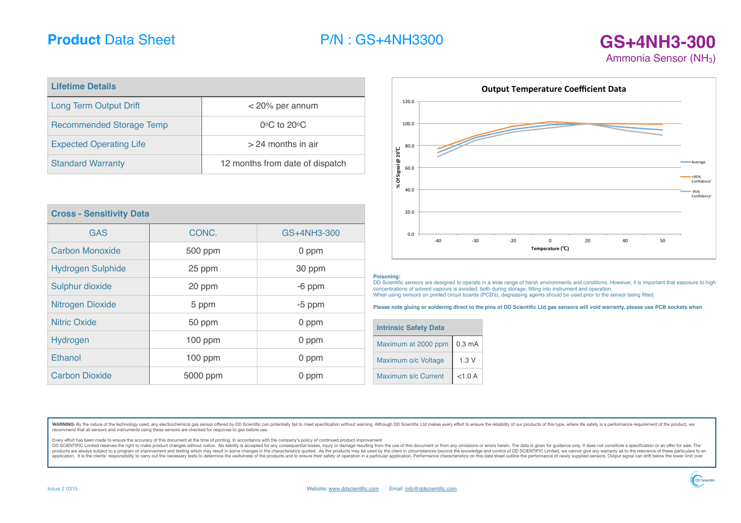# **Product** Data Sheet

P/N : GS+4NH3300

## GS+4NH3-300

Ammonia Sensor ($NH_3$)

| Lifetime Details | |
|---|---|
| Long Term Output Drift | < 20% per annum |
| Recommended Storage Temp | 0ºC to 20ºC |
| Expected Operating Life | > 24 months in air |
| Standard Warranty | 12 months from date of dispatch |

**Output Temperature Coefficient Data**

% Of Signal @ 20℃

120.0
100.0
80.0
60.0
40.0
20.0
0.0

-40 -30 -20 0 20 40 50

Temperature (℃)

Average
+95% Confidence'
-95% Confidence'

**Cross - Sensitivity Data**

| GAS | CONC. | GS+4NH3-300 |
|---|---|---|
| Carbon Monoxide | 500 ppm | 0 ppm |
| Hydrogen Sulphide | 25 ppm | 30 ppm |
| Sulphur dioxide | 20 ppm | -6 ppm |
| Nitrogen Dioxide | 5 ppm | -5 ppm |
| Nitric Oxide | 50 ppm | 0 ppm |
| Hydrogen | 100 ppm | 0 ppm |
| Ethanol | 100 ppm | 0 ppm |
| Carbon Dioxide | 5000 ppm | 0 ppm |

**Poisoning:**
DD Scientific sensors are designed to operate in a wide range of harsh environments and conditions. However, it is important that exposure to high concentrations of solvent vapours is avoided, both during storage, fitting into instrument and operation.
When using sensors on printed circuit boards (PCB's), degreasing agents should be used prior to the sensor being fitted.

**Please note gluing or soldering direct to the pins of DD Scientific Ltd gas sensors will void warranty, please use PCB sockets when**

| Intrinsic Safety Data | |
|---|---|
| Maximum at 2000 ppm | 0.3 mA |
| Maximum o/c Voltage | 1.3 V |
| Maximum s/c Current | <1.0 A |

**WARNING:** By the nature of the technology used, any electrochemical gas sensor offered by DD Scientific can potentially fail to meet specification without warning. Although DD Scientific Ltd makes every effort to ensure the reliability of our products of this type, where life safety is a performance requirement of the product, we recommend that all sensors and instruments using these sensors are checked for response to gas before use.

Every effort has been made to ensure the accuracy of this document at the time of printing. In accordance with the company's policy of continued product improvement
DD SCIENTIFIC Limited reserves the right to make product changes without notice. No liability is accepted for any consequential losses, injury or damage resulting from the use of this document or from any omissions or errors herein. The data is given for guidance only. It does not constitute a specification or an offer for sale. The products are always subject to a program of improvement and testing which may result in some changes in the characteristics quoted. As the products may be used by the client in circumstances beyond the knowledge and control of DD SCIENTIFIC Limited, we cannot give any warranty as to the relevance of these particulars to an application. It is the clients' responsibility to carry out the necessary tests to determine the usefulness of the products and to ensure their safety of operation in a particular application. Performance characteristics on this data sheet outline the performance of newly supplied sensors. Output signal can drift below the lower limit over

Issue 2 0315

Website: www.ddscientific.com Email: info@ddscientific.com